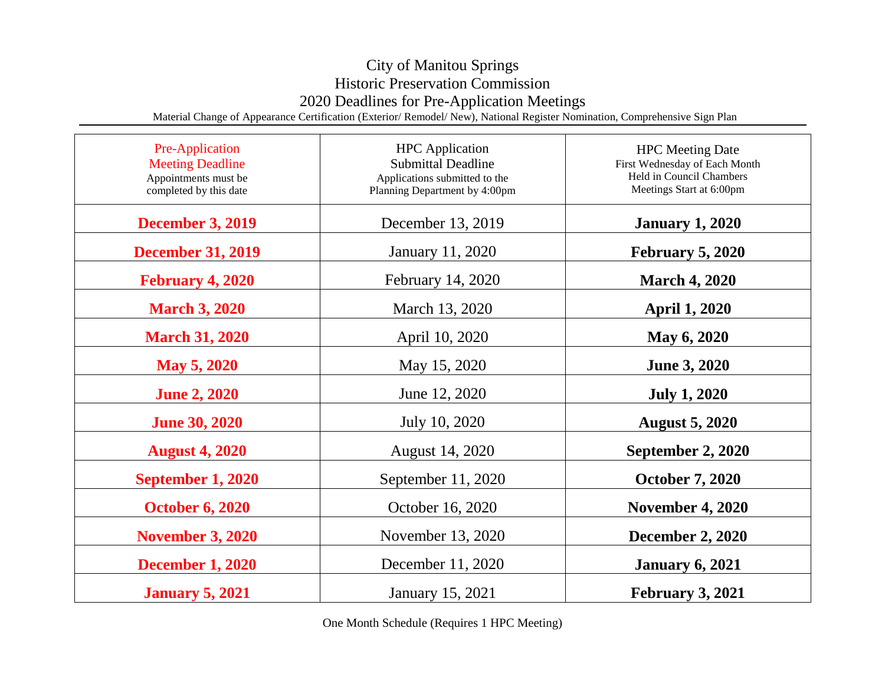# City of Manitou Springs
## Historic Preservation Commission
## 2020 Deadlines for Pre-Application Meetings

Material Change of Appearance Certification (Exterior/ Remodel/ New), National Register Nomination, Comprehensive Sign Plan

| Pre-Application Meeting Deadline<br>Appointments must be completed by this date | HPC Application Submittal Deadline<br>Applications submitted to the Planning Department by 4:00pm | HPC Meeting Date<br>First Wednesday of Each Month<br>Held in Council Chambers<br>Meetings Start at 6:00pm |
|---|---|---|
| **December 3, 2019** | December 13, 2019 | **January 1, 2020** |
| **December 31, 2019** | January 11, 2020 | **February 5, 2020** |
| **February 4, 2020** | February 14, 2020 | **March 4, 2020** |
| **March 3, 2020** | March 13, 2020 | **April 1, 2020** |
| **March 31, 2020** | April 10, 2020 | **May 6, 2020** |
| **May 5, 2020** | May 15, 2020 | **June 3, 2020** |
| **June 2, 2020** | June 12, 2020 | **July 1, 2020** |
| **June 30, 2020** | July 10, 2020 | **August 5, 2020** |
| **August 4, 2020** | August 14, 2020 | **September 2, 2020** |
| **September 1, 2020** | September 11, 2020 | **October 7, 2020** |
| **October 6, 2020** | October 16, 2020 | **November 4, 2020** |
| **November 3, 2020** | November 13, 2020 | **December 2, 2020** |
| **December 1, 2020** | December 11, 2020 | **January 6, 2021** |
| **January 5, 2021** | January 15, 2021 | **February 3, 2021** |

One Month Schedule (Requires 1 HPC Meeting)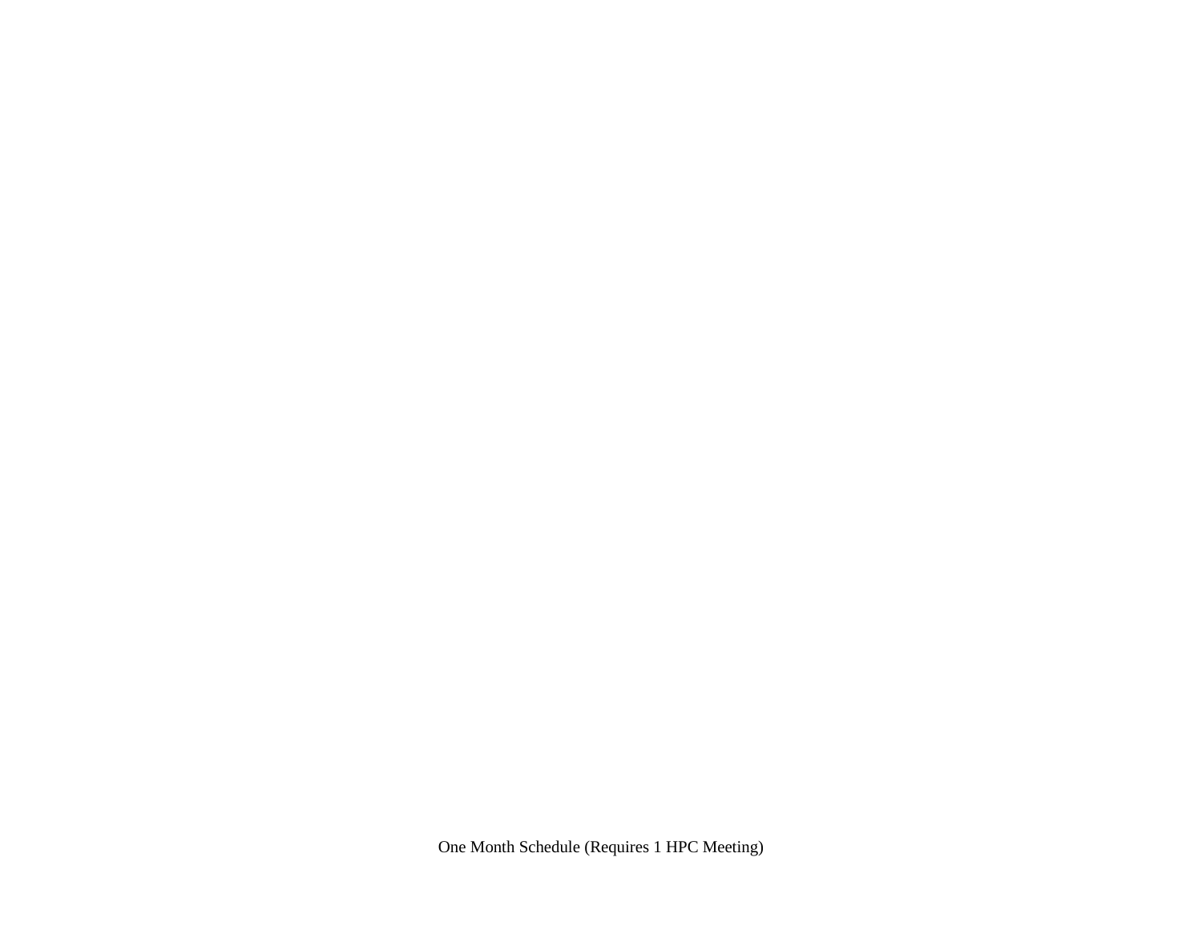One Month Schedule (Requires 1 HPC Meeting)